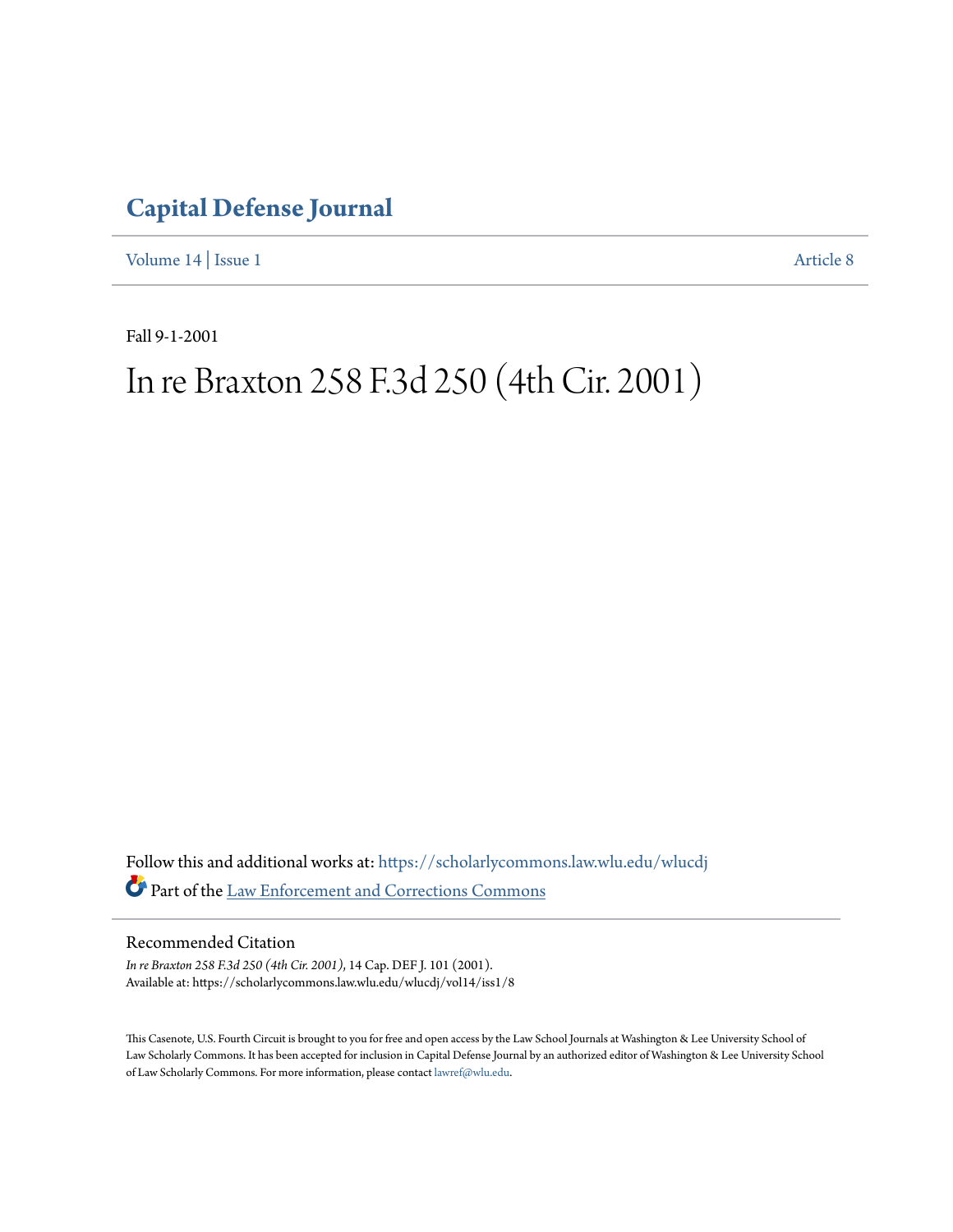# Capital Defense Journal

Volume 14 | Issue 1 Article 8

Fall 9-1-2001

# In re Braxton 258 F.3d 250 (4th Cir. 2001)

Follow this and additional works at: https://scholarlycommons.law.wlu.edu/wlucdj

Part of the Law Enforcement and Corrections Commons

## Recommended Citation

*In re Braxton 258 F.3d 250 (4th Cir. 2001)*, 14 Cap. DEF J. 101 (2001).
Available at: https://scholarlycommons.law.wlu.edu/wlucdj/vol14/iss1/8

This Casenote, U.S. Fourth Circuit is brought to you for free and open access by the Law School Journals at Washington & Lee University School of Law Scholarly Commons. It has been accepted for inclusion in Capital Defense Journal by an authorized editor of Washington & Lee University School of Law Scholarly Commons. For more information, please contact lawref@wlu.edu.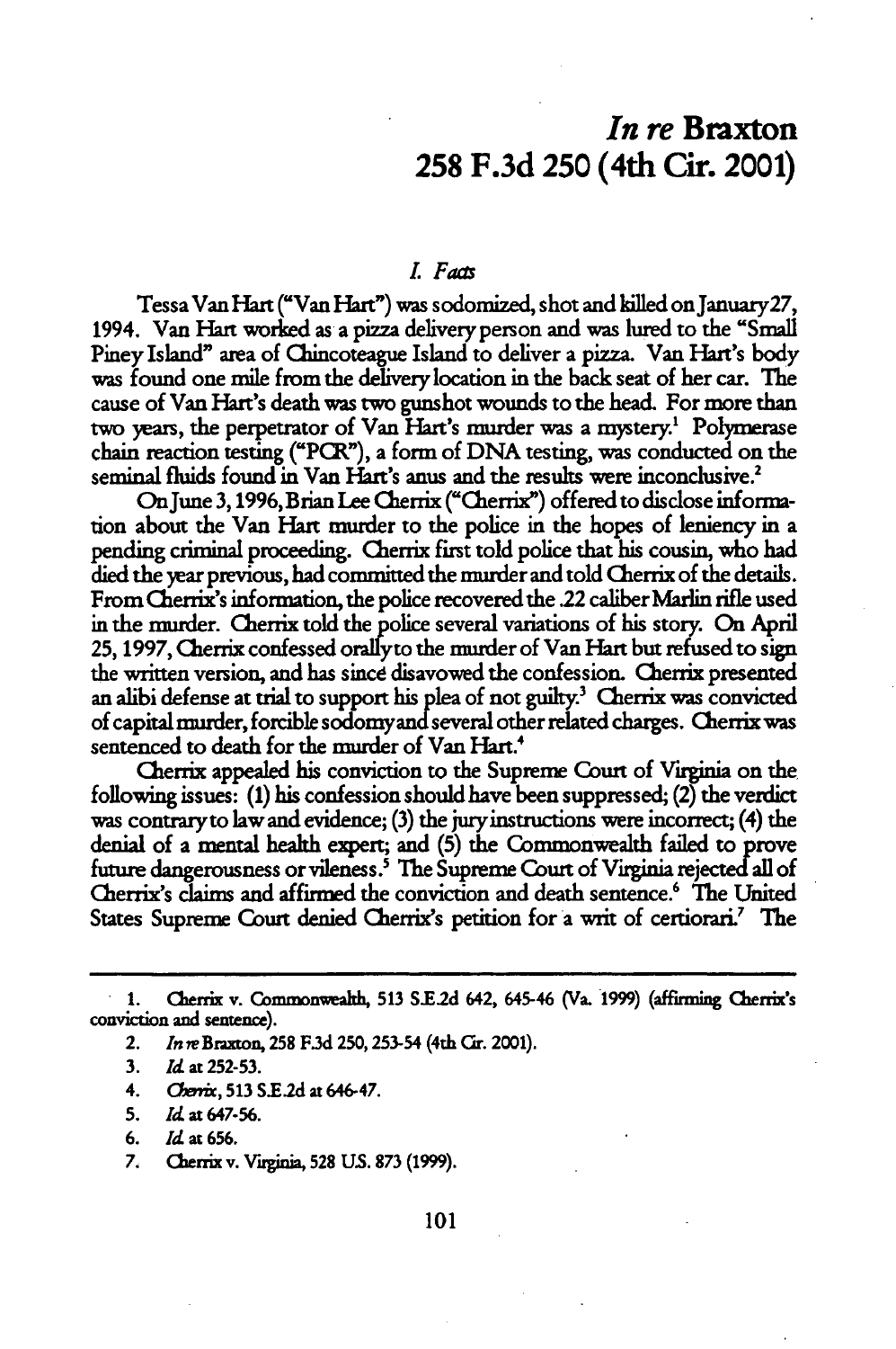# *In re* Braxton
# 258 F.3d 250 (4th Cir. 2001)

### *I. Facts*

Tessa Van Hart ("Van Hart") was sodomized, shot and killed on January 27, 1994. Van Hart worked as a pizza delivery person and was lured to the "Small Piney Island" area of Chincoteague Island to deliver a pizza. Van Hart's body was found one mile from the delivery location in the back seat of her car. The cause of Van Hart's death was two gunshot wounds to the head. For more than two years, the perpetrator of Van Hart's murder was a mystery.[1] Polymerase chain reaction testing ("PCR"), a form of DNA testing, was conducted on the seminal fluids found in Van Hart's anus and the results were inconclusive.[2]

On June 3, 1996, Brian Lee Cherrix ("Cherrix") offered to disclose information about the Van Hart murder to the police in the hopes of leniency in a pending criminal proceeding. Cherrix first told police that his cousin, who had died the year previous, had committed the murder and told Cherrix of the details. From Cherrix's information, the police recovered the .22 caliber Marlin rifle used in the murder. Cherrix told the police several variations of his story. On April 25, 1997, Cherrix confessed orally to the murder of Van Hart but refused to sign the written version, and has since disavowed the confession. Cherrix presented an alibi defense at trial to support his plea of not guilty.[3] Cherrix was convicted of capital murder, forcible sodomy and several other related charges. Cherrix was sentenced to death for the murder of Van Hart.[4]

Cherrix appealed his conviction to the Supreme Court of Virginia on the following issues: (1) his confession should have been suppressed; (2) the verdict was contrary to law and evidence; (3) the jury instructions were incorrect; (4) the denial of a mental health expert; and (5) the Commonwealth failed to prove future dangerousness or vileness.[5] The Supreme Court of Virginia rejected all of Cherrix's claims and affirmed the conviction and death sentence.[6] The United States Supreme Court denied Cherrix's petition for a writ of certiorari.[7] The

---

1. Cherrix v. Commonwealth, 513 S.E.2d 642, 645-46 (Va. 1999) (affirming Cherrix's conviction and sentence).
2. *In re* Braxton, 258 F.3d 250, 253-54 (4th Cir. 2001).
3. *Id.* at 252-53.
4. *Cherrix*, 513 S.E.2d at 646-47.
5. *Id.* at 647-56.
6. *Id.* at 656.
7. Cherrix v. Virginia, 528 U.S. 873 (1999).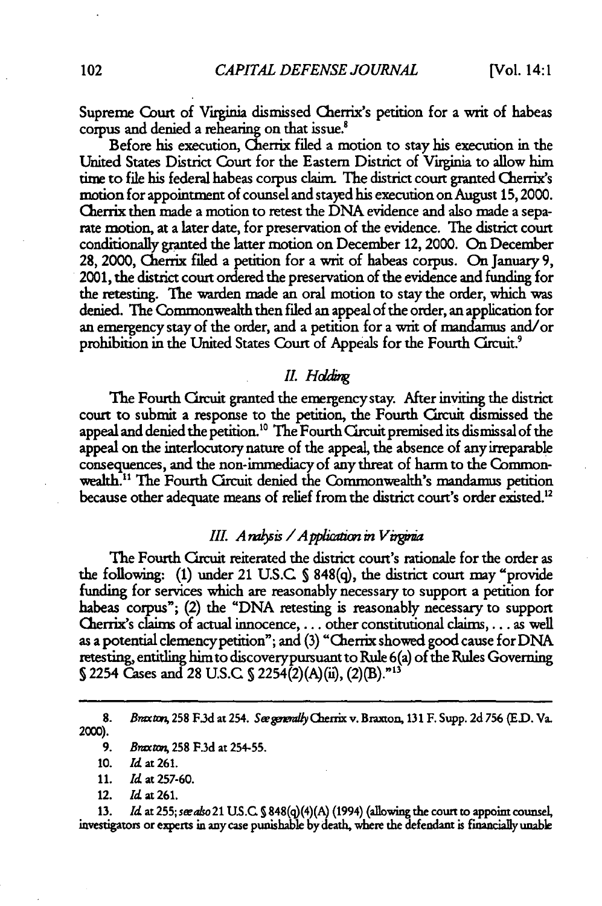Supreme Court of Virginia dismissed Cherrix's petition for a writ of habeas corpus and denied a rehearing on that issue.[8]

Before his execution, Cherrix filed a motion to stay his execution in the United States District Court for the Eastern District of Virginia to allow him time to file his federal habeas corpus claim. The district court granted Cherrix's motion for appointment of counsel and stayed his execution on August 15, 2000. Cherrix then made a motion to retest the DNA evidence and also made a separate motion, at a later date, for preservation of the evidence. The district court conditionally granted the latter motion on December 12, 2000. On December 28, 2000, Cherrix filed a petition for a writ of habeas corpus. On January 9, 2001, the district court ordered the preservation of the evidence and funding for the retesting. The warden made an oral motion to stay the order, which was denied. The Commonwealth then filed an appeal of the order, an application for an emergency stay of the order, and a petition for a writ of mandamus and/or prohibition in the United States Court of Appeals for the Fourth Circuit.[9]

### *II. Holding*

The Fourth Circuit granted the emergency stay. After inviting the district court to submit a response to the petition, the Fourth Circuit dismissed the appeal and denied the petition.[10] The Fourth Circuit premised its dismissal of the appeal on the interlocutory nature of the appeal, the absence of any irreparable consequences, and the non-immediacy of any threat of harm to the Commonwealth.[11] The Fourth Circuit denied the Commonwealth's mandamus petition because other adequate means of relief from the district court's order existed.[12]

### *III. Analysis / Application in Virginia*

The Fourth Circuit reiterated the district court's rationale for the order as the following: (1) under 21 U.S.C. § 848(q), the district court may "provide funding for services which are reasonably necessary to support a petition for habeas corpus"; (2) the "DNA retesting is reasonably necessary to support Cherrix's claims of actual innocence, . . . other constitutional claims, . . . as well as a potential clemency petition"; and (3) "Cherrix showed good cause for DNA retesting, entitling him to discovery pursuant to Rule 6(a) of the Rules Governing § 2254 Cases and 28 U.S.C. § 2254(2)(A)(ii), (2)(B)."[13]

---

8. *Braxton*, 258 F.3d at 254. *See generally* Cherrix v. Braxton, 131 F. Supp. 2d 756 (E.D. Va. 2000).

9. *Braxton*, 258 F.3d at 254-55.

10. *Id.* at 261.

11. *Id.* at 257-60.

12. *Id.* at 261.

13. *Id.* at 255; *see also* 21 U.S.C. § 848(q)(4)(A) (1994) (allowing the court to appoint counsel, investigators or experts in any case punishable by death, where the defendant is financially unable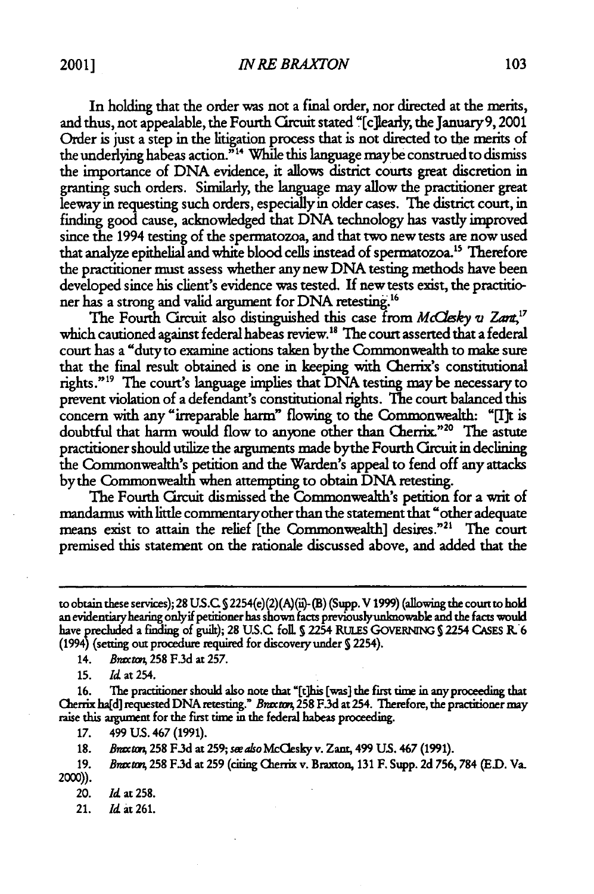In holding that the order was not a final order, nor directed at the merits, and thus, not appealable, the Fourth Circuit stated "[c]learly, the January 9, 2001 Order is just a step in the litigation process that is not directed to the merits of the underlying habeas action."[14] While this language may be construed to dismiss the importance of DNA evidence, it allows district courts great discretion in granting such orders. Similarly, the language may allow the practitioner great leeway in requesting such orders, especially in older cases. The district court, in finding good cause, acknowledged that DNA technology has vastly improved since the 1994 testing of the spermatozoa, and that two new tests are now used that analyze epithelial and white blood cells instead of spermatozoa.[15] Therefore the practitioner must assess whether any new DNA testing methods have been developed since his client's evidence was tested. If new tests exist, the practitioner has a strong and valid argument for DNA retesting.[16]

The Fourth Circuit also distinguished this case from *McClesky v. Zant*,[17] which cautioned against federal habeas review.[18] The court asserted that a federal court has a "duty to examine actions taken by the Commonwealth to make sure that the final result obtained is one in keeping with Cherrix's constitutional rights."[19] The court's language implies that DNA testing may be necessary to prevent violation of a defendant's constitutional rights. The court balanced this concern with any "irreparable harm" flowing to the Commonwealth: "[I]t is doubtful that harm would flow to anyone other than Cherrix."[20] The astute practitioner should utilize the arguments made by the Fourth Circuit in declining the Commonwealth's petition and the Warden's appeal to fend off any attacks by the Commonwealth when attempting to obtain DNA retesting.

The Fourth Circuit dismissed the Commonwealth's petition for a writ of mandamus with little commentary other than the statement that "other adequate means exist to attain the relief [the Commonwealth] desires."[21] The court premised this statement on the rationale discussed above, and added that the

---

to obtain these services); 28 U.S.C. § 2254(e)(2)(A)(ii)-(B) (Supp. V 1999) (allowing the court to hold an evidentiary hearing only if petitioner has shown facts previously unknowable and the facts would have precluded a finding of guilt); 28 U.S.C. foll. § 2254 RULES GOVERNING § 2254 CASES R. 6 (1994) (setting out procedure required for discovery under § 2254).

14. *Braxton*, 258 F.3d at 257.

15. *Id.* at 254.

16. The practitioner should also note that "[t]his [was] the first time in any proceeding that Cherrix ha[d] requested DNA retesting." *Braxton*, 258 F.3d at 254. Therefore, the practitioner may raise this argument for the first time in the federal habeas proceeding.

17. 499 U.S. 467 (1991).

18. *Braxton*, 258 F.3d at 259; *see also* McClesky v. Zant, 499 U.S. 467 (1991).

19. *Braxton*, 258 F.3d at 259 (citing Cherrix v. Braxton, 131 F. Supp. 2d 756, 784 (E.D. Va. 2000)).

20. *Id.* at 258.

21. *Id.* at 261.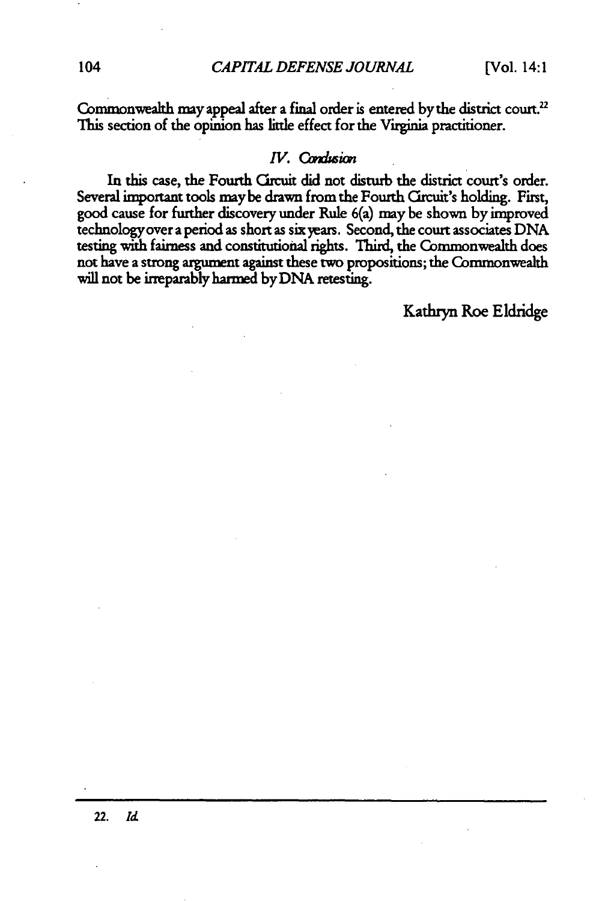Commonwealth may appeal after a final order is entered by the district court.[22] This section of the opinion has little effect for the Virginia practitioner.

### *IV. Conclusion*

In this case, the Fourth Circuit did not disturb the district court's order. Several important tools may be drawn from the Fourth Circuit's holding. First, good cause for further discovery under Rule 6(a) may be shown by improved technology over a period as short as six years. Second, the court associates DNA testing with fairness and constitutional rights. Third, the Commonwealth does not have a strong argument against these two propositions; the Commonwealth will not be irreparably harmed by DNA retesting.

Kathryn Roe Eldridge

---

22. *Id.*